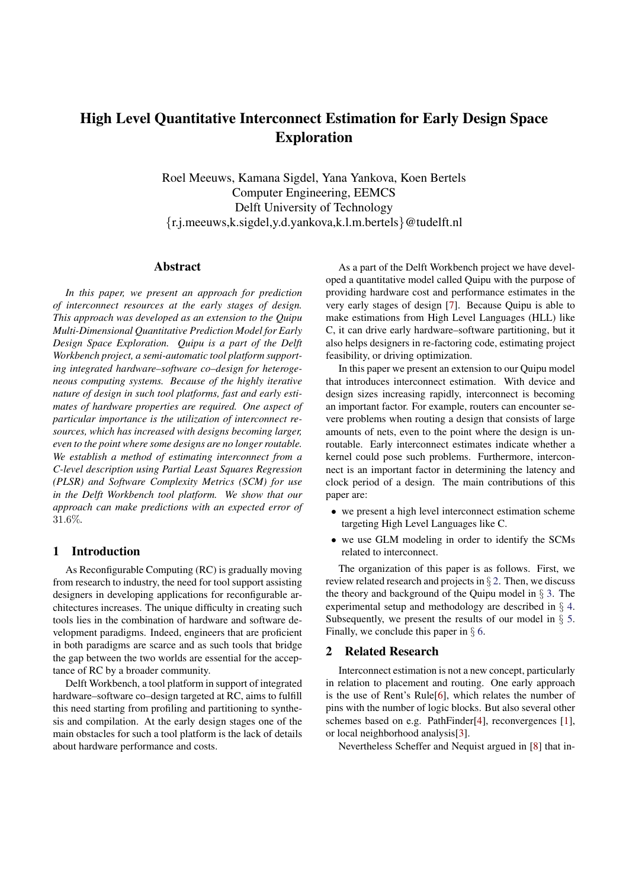# High Level Quantitative Interconnect Estimation for Early Design Space Exploration

Roel Meeuws, Kamana Sigdel, Yana Yankova, Koen Bertels
Computer Engineering, EEMCS
Delft University of Technology
{r.j.meeuws,k.sigdel,y.d.yankova,k.l.m.bertels}@tudelft.nl

## Abstract

*In this paper, we present an approach for prediction of interconnect resources at the early stages of design. This approach was developed as an extension to the Quipu Multi-Dimensional Quantitative Prediction Model for Early Design Space Exploration. Quipu is a part of the Delft Workbench project, a semi-automatic tool platform supporting integrated hardware–software co–design for heterogeneous computing systems. Because of the highly iterative nature of design in such tool platforms, fast and early estimates of hardware properties are required. One aspect of particular importance is the utilization of interconnect resources, which has increased with designs becoming larger, even to the point where some designs are no longer routable. We establish a method of estimating interconnect from a C-level description using Partial Least Squares Regression (PLSR) and Software Complexity Metrics (SCM) for use in the Delft Workbench tool platform. We show that our approach can make predictions with an expected error of 31.6%.*

## 1 Introduction

As Reconfigurable Computing (RC) is gradually moving from research to industry, the need for tool support assisting designers in developing applications for reconfigurable architectures increases. The unique difficulty in creating such tools lies in the combination of hardware and software development paradigms. Indeed, engineers that are proficient in both paradigms are scarce and as such tools that bridge the gap between the two worlds are essential for the acceptance of RC by a broader community.

Delft Workbench, a tool platform in support of integrated hardware–software co–design targeted at RC, aims to fulfill this need starting from profiling and partitioning to synthesis and compilation. At the early design stages one of the main obstacles for such a tool platform is the lack of details about hardware performance and costs.

As a part of the Delft Workbench project we have developed a quantitative model called Quipu with the purpose of providing hardware cost and performance estimates in the very early stages of design [7]. Because Quipu is able to make estimations from High Level Languages (HLL) like C, it can drive early hardware–software partitioning, but it also helps designers in re-factoring code, estimating project feasibility, or driving optimization.

In this paper we present an extension to our Quipu model that introduces interconnect estimation. With device and design sizes increasing rapidly, interconnect is becoming an important factor. For example, routers can encounter severe problems when routing a design that consists of large amounts of nets, even to the point where the design is unroutable. Early interconnect estimates indicate whether a kernel could pose such problems. Furthermore, interconnect is an important factor in determining the latency and clock period of a design. The main contributions of this paper are:

- we present a high level interconnect estimation scheme targeting High Level Languages like C.
- we use GLM modeling in order to identify the SCMs related to interconnect.

The organization of this paper is as follows. First, we review related research and projects in § 2. Then, we discuss the theory and background of the Quipu model in § 3. The experimental setup and methodology are described in § 4. Subsequently, we present the results of our model in § 5. Finally, we conclude this paper in § 6.

## 2 Related Research

Interconnect estimation is not a new concept, particularly in relation to placement and routing. One early approach is the use of Rent's Rule[6], which relates the number of pins with the number of logic blocks. But also several other schemes based on e.g. PathFinder[4], reconvergences [1], or local neighborhood analysis[3].

Nevertheless Scheffer and Nequist argued in [8] that in-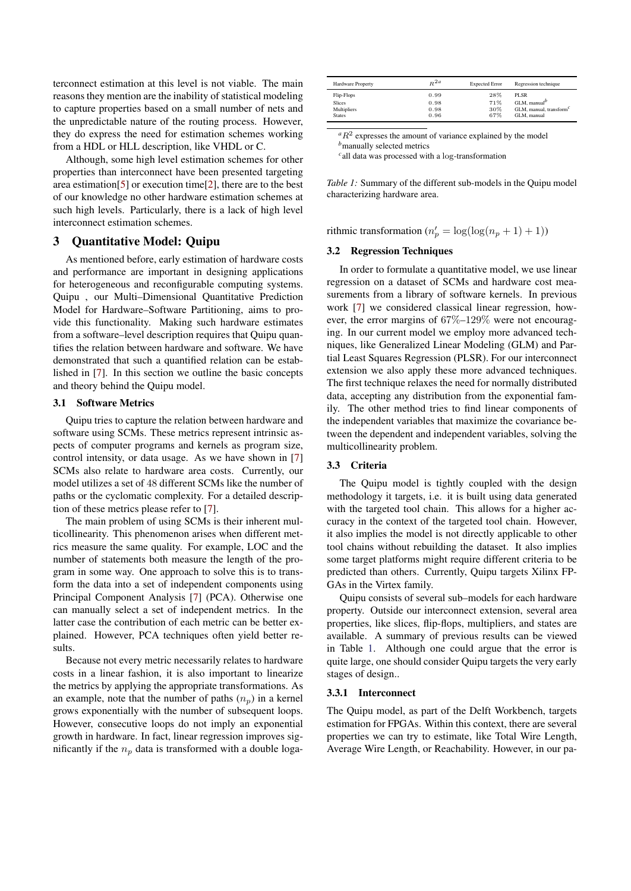terconnect estimation at this level is not viable. The main reasons they mention are the inability of statistical modeling to capture properties based on a small number of nets and the unpredictable nature of the routing process. However, they do express the need for estimation schemes working from a HDL or HLL description, like VHDL or C.

Although, some high level estimation schemes for other properties than interconnect have been presented targeting area estimation[5] or execution time[2], there are to the best of our knowledge no other hardware estimation schemes at such high levels. Particularly, there is a lack of high level interconnect estimation schemes.

## 3 Quantitative Model: Quipu

As mentioned before, early estimation of hardware costs and performance are important in designing applications for heterogeneous and reconfigurable computing systems. Quipu , our Multi–Dimensional Quantitative Prediction Model for Hardware–Software Partitioning, aims to provide this functionality. Making such hardware estimates from a software–level description requires that Quipu quantifies the relation between hardware and software. We have demonstrated that such a quantified relation can be established in [7]. In this section we outline the basic concepts and theory behind the Quipu model.

### 3.1 Software Metrics

Quipu tries to capture the relation between hardware and software using SCMs. These metrics represent intrinsic aspects of computer programs and kernels as program size, control intensity, or data usage. As we have shown in [7] SCMs also relate to hardware area costs. Currently, our model utilizes a set of 48 different SCMs like the number of paths or the cyclomatic complexity. For a detailed description of these metrics please refer to [7].

The main problem of using SCMs is their inherent multicollinearity. This phenomenon arises when different metrics measure the same quality. For example, LOC and the number of statements both measure the length of the program in some way. One approach to solve this is to transform the data into a set of independent components using Principal Component Analysis [7] (PCA). Otherwise one can manually select a set of independent metrics. In the latter case the contribution of each metric can be better explained. However, PCA techniques often yield better results.

Because not every metric necessarily relates to hardware costs in a linear fashion, it is also important to linearize the metrics by applying the appropriate transformations. As an example, note that the number of paths ($n_p$) in a kernel grows exponentially with the number of subsequent loops. However, consecutive loops do not imply an exponential growth in hardware. In fact, linear regression improves significantly if the $n_p$ data is transformed with a double logarithmic transformation ($n_p' = \log(\log(n_p + 1) + 1)$)

| Hardware Property | $R^{2a}$ | Expected Error | Regression technique |
|---|---|---|---|
| Flip-Flops | 0.99 | 28% | PLSR |
| Slices | 0.98 | 71% | GLM, manual[b] |
| Multipliers | 0.98 | 30% | GLM, manual, transform[c] |
| States | 0.96 | 67% | GLM, manual |

[a] $R^2$ expresses the amount of variance explained by the model
[b] manually selected metrics
[c] all data was processed with a log-transformation

*Table 1:* Summary of the different sub-models in the Quipu model characterizing hardware area.

### 3.2 Regression Techniques

In order to formulate a quantitative model, we use linear regression on a dataset of SCMs and hardware cost measurements from a library of software kernels. In previous work [7] we considered classical linear regression, however, the error margins of 67%–129% were not encouraging. In our current model we employ more advanced techniques, like Generalized Linear Modeling (GLM) and Partial Least Squares Regression (PLSR). For our interconnect extension we also apply these more advanced techniques. The first technique relaxes the need for normally distributed data, accepting any distribution from the exponential family. The other method tries to find linear components of the independent variables that maximize the covariance between the dependent and independent variables, solving the multicollinearity problem.

### 3.3 Criteria

The Quipu model is tightly coupled with the design methodology it targets, i.e. it is built using data generated with the targeted tool chain. This allows for a higher accuracy in the context of the targeted tool chain. However, it also implies the model is not directly applicable to other tool chains without rebuilding the dataset. It also implies some target platforms might require different criteria to be predicted than others. Currently, Quipu targets Xilinx FPGAs in the Virtex family.

Quipu consists of several sub–models for each hardware property. Outside our interconnect extension, several area properties, like slices, flip-flops, multipliers, and states are available. A summary of previous results can be viewed in Table 1. Although one could argue that the error is quite large, one should consider Quipu targets the very early stages of design..

#### 3.3.1 Interconnect

The Quipu model, as part of the Delft Workbench, targets estimation for FPGAs. Within this context, there are several properties we can try to estimate, like Total Wire Length, Average Wire Length, or Reachability. However, in our pa-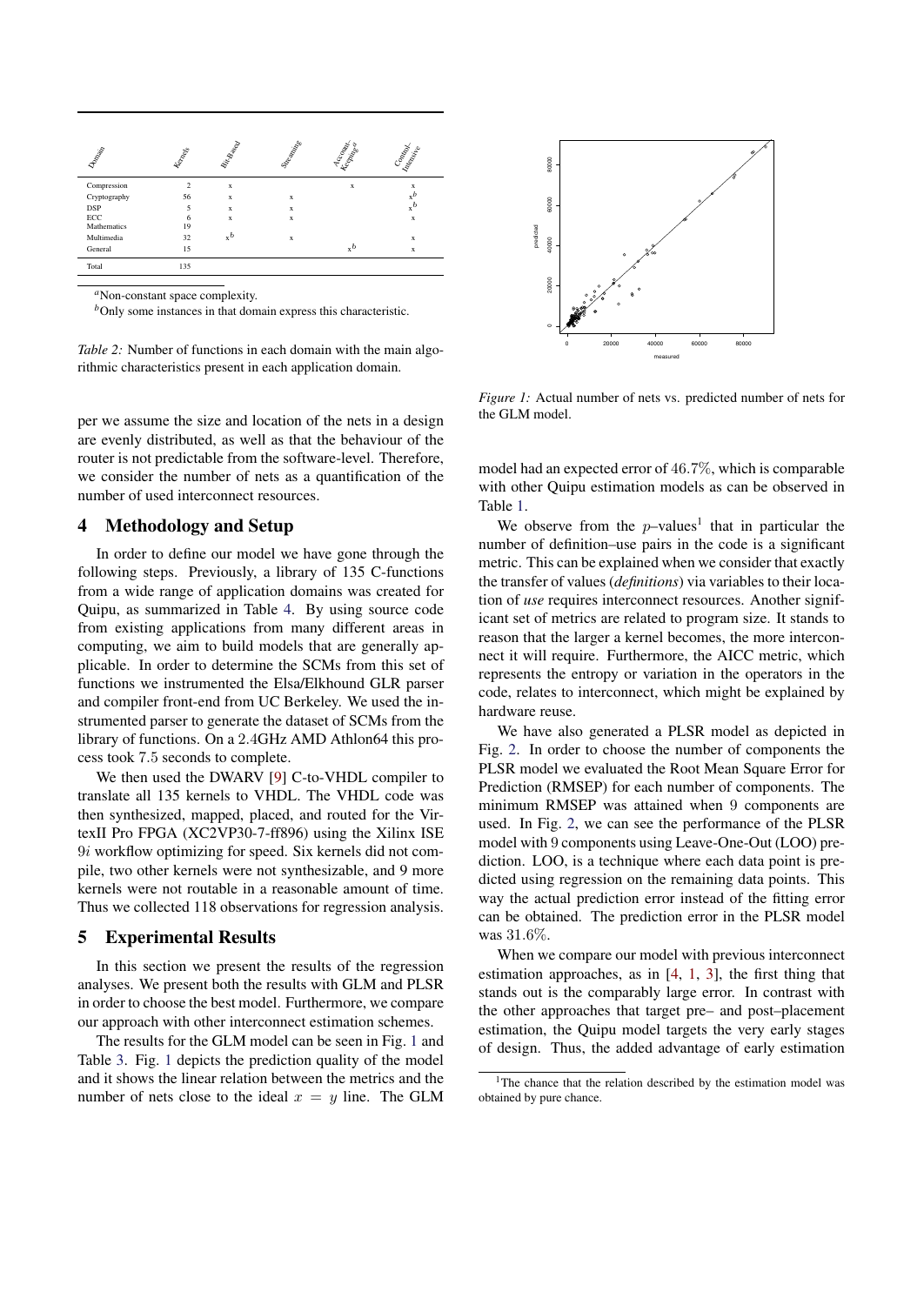| Domain | Kernels | Bit-Based | Streaming | Account–Keeping[a] | Control–Intensive |
|---|---|---|---|---|---|
| Compression | 2 | x | | x | x |
| Cryptography | 56 | x | x | | x[b] |
| DSP | 5 | x | x | | x[b] |
| ECC | 6 | x | x | | x |
| Mathematics | 19 | | | | |
| Multimedia | 32 | x[b] | x | | x |
| General | 15 | | | x[b] | x |
| Total | 135 | | | | |

[a]Non-constant space complexity.

[b]Only some instances in that domain express this characteristic.

*Table 2:* Number of functions in each domain with the main algorithmic characteristics present in each application domain.

per we assume the size and location of the nets in a design are evenly distributed, as well as that the behaviour of the router is not predictable from the software-level. Therefore, we consider the number of nets as a quantification of the number of used interconnect resources.

## 4 Methodology and Setup

In order to define our model we have gone through the following steps. Previously, a library of 135 C-functions from a wide range of application domains was created for Quipu, as summarized in Table 4. By using source code from existing applications from many different areas in computing, we aim to build models that are generally applicable. In order to determine the SCMs from this set of functions we instrumented the Elsa/Elkhound GLR parser and compiler front-end from UC Berkeley. We used the instrumented parser to generate the dataset of SCMs from the library of functions. On a 2.4GHz AMD Athlon64 this process took 7.5 seconds to complete.

We then used the DWARV [9] C-to-VHDL compiler to translate all 135 kernels to VHDL. The VHDL code was then synthesized, mapped, placed, and routed for the VirtexII Pro FPGA (XC2VP30-7-ff896) using the Xilinx ISE 9*i* workflow optimizing for speed. Six kernels did not compile, two other kernels were not synthesizable, and 9 more kernels were not routable in a reasonable amount of time. Thus we collected 118 observations for regression analysis.

## 5 Experimental Results

In this section we present the results of the regression analyses. We present both the results with GLM and PLSR in order to choose the best model. Furthermore, we compare our approach with other interconnect estimation schemes.

The results for the GLM model can be seen in Fig. 1 and Table 3. Fig. 1 depicts the prediction quality of the model and it shows the linear relation between the metrics and the number of nets close to the ideal $x = y$ line. The GLM model had an expected error of 46.7%, which is comparable with other Quipu estimation models as can be observed in Table 1.

*Figure 1:* Actual number of nets vs. predicted number of nets for the GLM model.

We observe from the $p$–values[1] that in particular the number of definition–use pairs in the code is a significant metric. This can be explained when we consider that exactly the transfer of values (*definitions*) via variables to their location of *use* requires interconnect resources. Another significant set of metrics are related to program size. It stands to reason that the larger a kernel becomes, the more interconnect it will require. Furthermore, the AICC metric, which represents the entropy or variation in the operators in the code, relates to interconnect, which might be explained by hardware reuse.

We have also generated a PLSR model as depicted in Fig. 2. In order to choose the number of components the PLSR model we evaluated the Root Mean Square Error for Prediction (RMSEP) for each number of components. The minimum RMSEP was attained when 9 components are used. In Fig. 2, we can see the performance of the PLSR model with 9 components using Leave-One-Out (LOO) prediction. LOO, is a technique where each data point is predicted using regression on the remaining data points. This way the actual prediction error instead of the fitting error can be obtained. The prediction error in the PLSR model was 31.6%.

When we compare our model with previous interconnect estimation approaches, as in [4, 1, 3], the first thing that stands out is the comparably large error. In contrast with the other approaches that target pre– and post–placement estimation, the Quipu model targets the very early stages of design. Thus, the added advantage of early estimation

[1]The chance that the relation described by the estimation model was obtained by pure chance.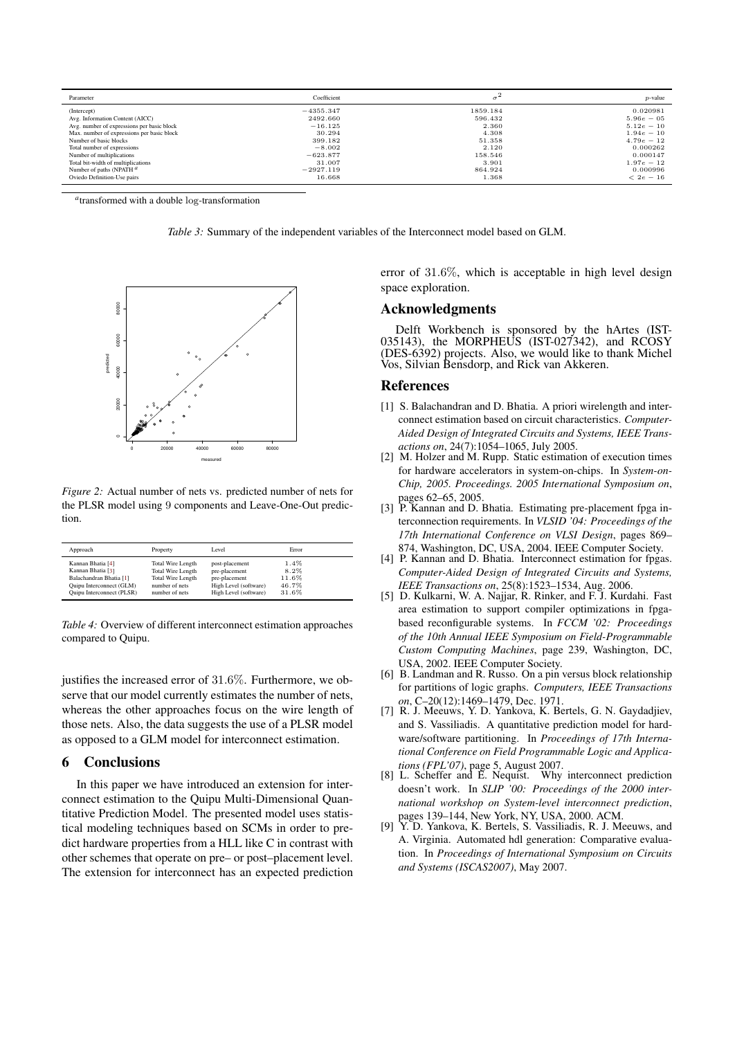| Parameter | Coefficient | $\sigma^2$ | $p$-value |
|---|---|---|---|
| (Intercept) | $-4355.347$ | $1859.184$ | $0.020981$ |
| Avg. Information Content (AICC) | $2492.660$ | $596.432$ | $5.96e-05$ |
| Avg. number of expressions per basic block | $-16.125$ | $2.360$ | $5.12e-10$ |
| Max. number of expressions per basic block | $30.294$ | $4.308$ | $1.94e-10$ |
| Number of basic blocks | $399.182$ | $51.358$ | $4.79e-12$ |
| Total number of expressions | $-8.002$ | $2.120$ | $0.000262$ |
| Number of multiplications | $-623.877$ | $158.546$ | $0.000147$ |
| Total bit-width of multiplications | $31.007$ | $3.901$ | $1.97e-12$ |
| Number of paths (NPATH [a] | $-2927.119$ | $864.924$ | $0.000996$ |
| Oviedo Definition-Use pairs | $16.668$ | $1.368$ | $< 2e-16$ |

[a]transformed with a double log-transformation

*Table 3:* Summary of the independent variables of the Interconnect model based on GLM.

predicted
measured
0
20000
40000
60000
80000
0
20000
40000
60000
80000

*Figure 2:* Actual number of nets vs. predicted number of nets for the PLSR model using 9 components and Leave-One-Out prediction.

| Approach | Property | Level | Error |
|---|---|---|---|
| Kannan Bhatia [4] | Total Wire Length | post-placement | 1.4% |
| Kannan Bhatia [3] | Total Wire Length | pre-placement | 8.2% |
| Balachandran Bhatia [1] | Total Wire Length | pre-placement | 11.6% |
| Quipu Interconnect (GLM) | number of nets | High Level (software) | 46.7% |
| Quipu Interconnect (PLSR) | number of nets | High Level (software) | 31.6% |

*Table 4:* Overview of different interconnect estimation approaches compared to Quipu.

justifies the increased error of 31.6%. Furthermore, we observe that our model currently estimates the number of nets, whereas the other approaches focus on the wire length of those nets. Also, the data suggests the use of a PLSR model as opposed to a GLM model for interconnect estimation.

## 6 Conclusions

In this paper we have introduced an extension for interconnect estimation to the Quipu Multi-Dimensional Quantitative Prediction Model. The presented model uses statistical modeling techniques based on SCMs in order to predict hardware properties from a HLL like C in contrast with other schemes that operate on pre– or post–placement level. The extension for interconnect has an expected prediction error of 31.6%, which is acceptable in high level design space exploration.

## Acknowledgments

Delft Workbench is sponsored by the hArtes (IST-035143), the MORPHEUS (IST-027342), and RCOSY (DES-6392) projects. Also, we would like to thank Michel Vos, Silvian Bensdorp, and Rick van Akkeren.

## References

[1] S. Balachandran and D. Bhatia. A priori wirelength and interconnect estimation based on circuit characteristics. *Computer-Aided Design of Integrated Circuits and Systems, IEEE Transactions on*, 24(7):1054–1065, July 2005.

[2] M. Holzer and M. Rupp. Static estimation of execution times for hardware accelerators in system-on-chips. In *System-on-Chip, 2005. Proceedings. 2005 International Symposium on*, pages 62–65, 2005.

[3] P. Kannan and D. Bhatia. Estimating pre-placement fpga interconnection requirements. In *VLSID '04: Proceedings of the 17th International Conference on VLSI Design*, pages 869–874, Washington, DC, USA, 2004. IEEE Computer Society.

[4] P. Kannan and D. Bhatia. Interconnect estimation for fpgas. *Computer-Aided Design of Integrated Circuits and Systems, IEEE Transactions on*, 25(8):1523–1534, Aug. 2006.

[5] D. Kulkarni, W. A. Najjar, R. Rinker, and F. J. Kurdahi. Fast area estimation to support compiler optimizations in fpga-based reconfigurable systems. In *FCCM '02: Proceedings of the 10th Annual IEEE Symposium on Field-Programmable Custom Computing Machines*, page 239, Washington, DC, USA, 2002. IEEE Computer Society.

[6] B. Landman and R. Russo. On a pin versus block relationship for partitions of logic graphs. *Computers, IEEE Transactions on*, C–20(12):1469–1479, Dec. 1971.

[7] R. J. Meeuws, Y. D. Yankova, K. Bertels, G. N. Gaydadjiev, and S. Vassiliadis. A quantitative prediction model for hardware/software partitioning. In *Proceedings of 17th International Conference on Field Programmable Logic and Applications (FPL'07)*, page 5, August 2007.

[8] L. Scheffer and E. Nequist. Why interconnect prediction doesn't work. In *SLIP '00: Proceedings of the 2000 international workshop on System-level interconnect prediction*, pages 139–144, New York, NY, USA, 2000. ACM.

[9] Y. D. Yankova, K. Bertels, S. Vassiliadis, R. J. Meeuws, and A. Virginia. Automated hdl generation: Comparative evaluation. In *Proceedings of International Symposium on Circuits and Systems (ISCAS2007)*, May 2007.